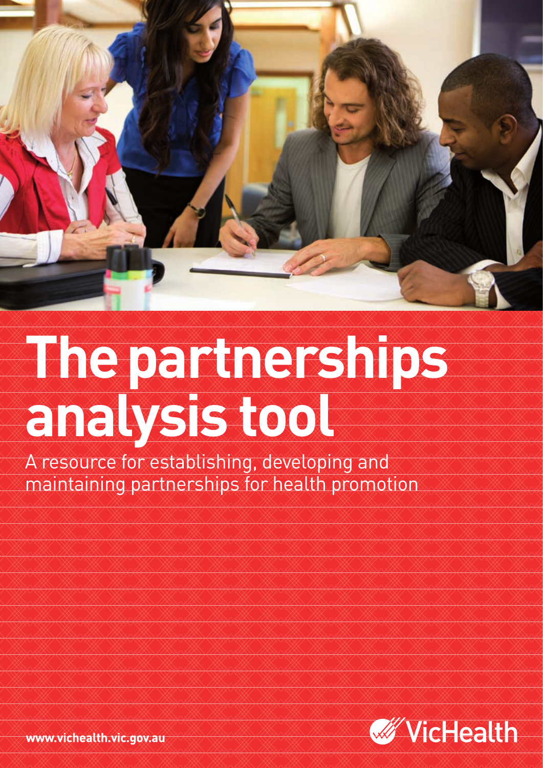# The partnerships analysis tool

A resource for establishing, developing and maintaining partnerships for health promotion

www.vichealth.vic.gov.au

VicHealth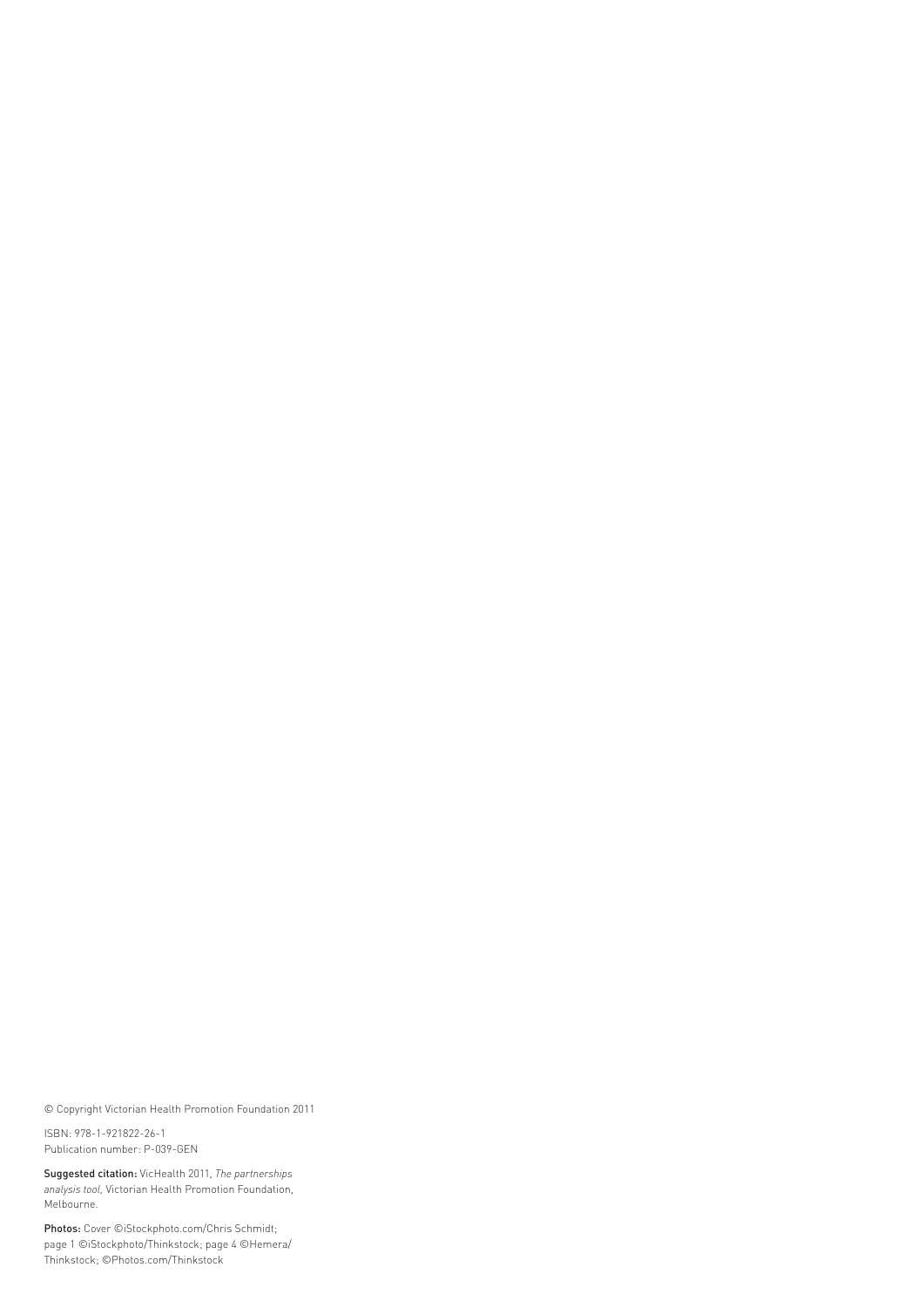© Copyright Victorian Health Promotion Foundation 2011

ISBN: 978-1-921822-26-1
Publication number: P-039-GEN

**Suggested citation:** VicHealth 2011, *The partnerships analysis tool*, Victorian Health Promotion Foundation, Melbourne.

**Photos:** Cover ©iStockphoto.com/Chris Schmidt; page 1 ©iStockphoto/Thinkstock; page 4 ©Hemera/Thinkstock; ©Photos.com/Thinkstock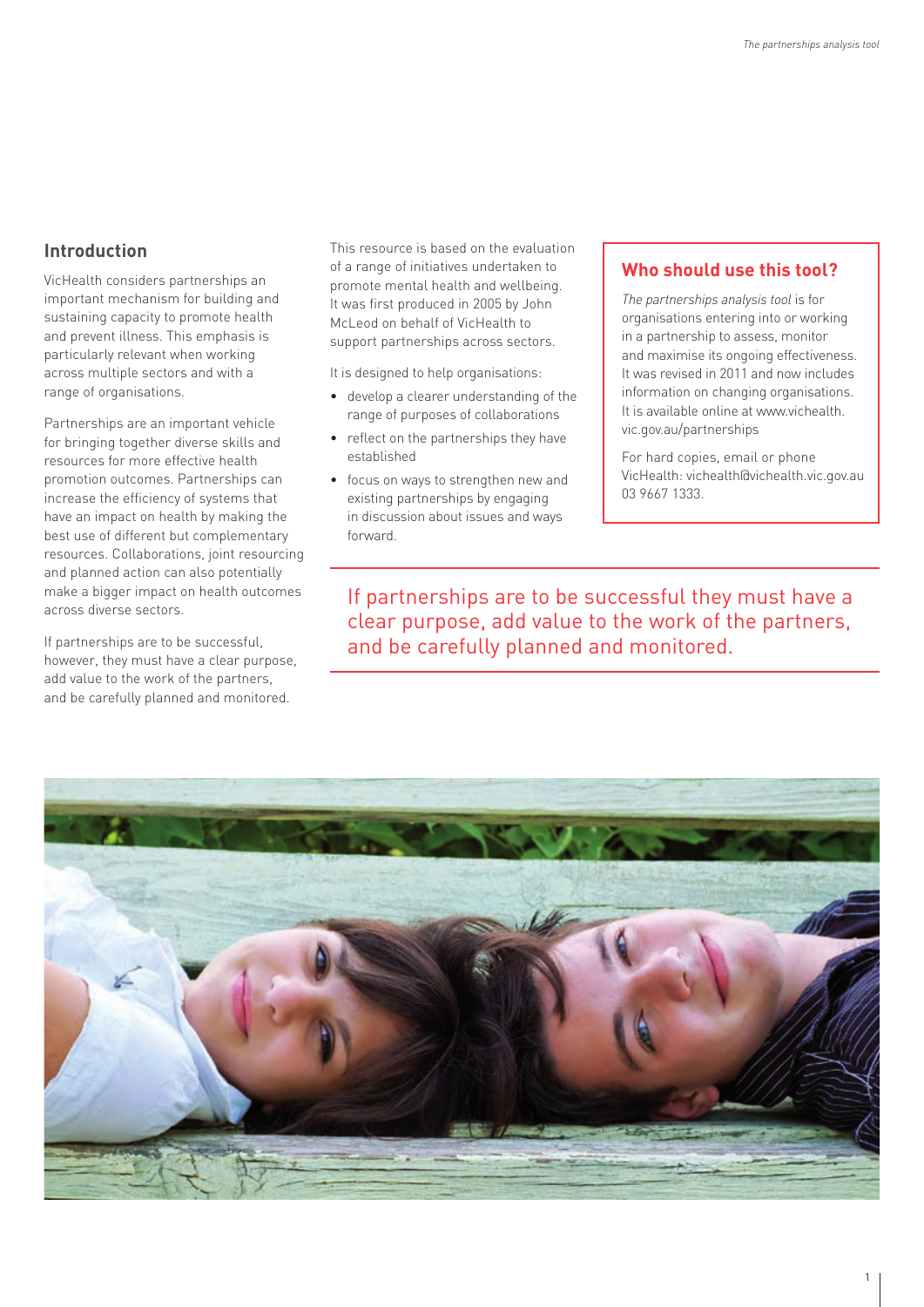## Introduction

VicHealth considers partnerships an important mechanism for building and sustaining capacity to promote health and prevent illness. This emphasis is particularly relevant when working across multiple sectors and with a range of organisations.

Partnerships are an important vehicle for bringing together diverse skills and resources for more effective health promotion outcomes. Partnerships can increase the efficiency of systems that have an impact on health by making the best use of different but complementary resources. Collaborations, joint resourcing and planned action can also potentially make a bigger impact on health outcomes across diverse sectors.

If partnerships are to be successful, however, they must have a clear purpose, add value to the work of the partners, and be carefully planned and monitored.

This resource is based on the evaluation of a range of initiatives undertaken to promote mental health and wellbeing. It was first produced in 2005 by John McLeod on behalf of VicHealth to support partnerships across sectors.

It is designed to help organisations:

- develop a clearer understanding of the range of purposes of collaborations
- reflect on the partnerships they have established
- focus on ways to strengthen new and existing partnerships by engaging in discussion about issues and ways forward.

### Who should use this tool?

*The partnerships analysis tool* is for organisations entering into or working in a partnership to assess, monitor and maximise its ongoing effectiveness. It was revised in 2011 and now includes information on changing organisations. It is available online at www.vichealth.vic.gov.au/partnerships

For hard copies, email or phone VicHealth: vichealth@vichealth.vic.gov.au 03 9667 1333.

If partnerships are to be successful they must have a clear purpose, add value to the work of the partners, and be carefully planned and monitored.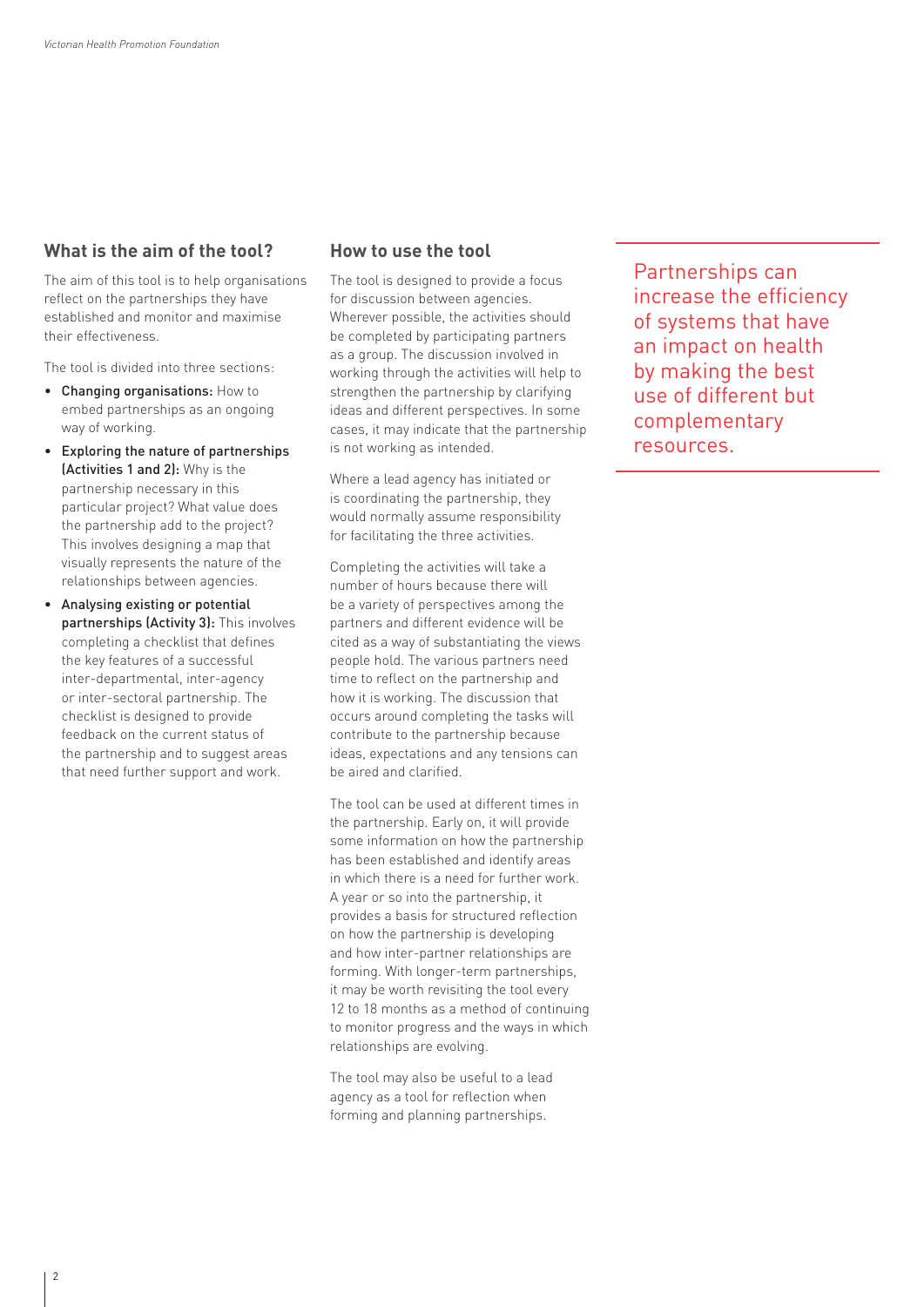## What is the aim of the tool?

The aim of this tool is to help organisations reflect on the partnerships they have established and monitor and maximise their effectiveness.

The tool is divided into three sections:

- **Changing organisations:** How to embed partnerships as an ongoing way of working.
- **Exploring the nature of partnerships (Activities 1 and 2):** Why is the partnership necessary in this particular project? What value does the partnership add to the project? This involves designing a map that visually represents the nature of the relationships between agencies.
- **Analysing existing or potential partnerships (Activity 3):** This involves completing a checklist that defines the key features of a successful inter-departmental, inter-agency or inter-sectoral partnership. The checklist is designed to provide feedback on the current status of the partnership and to suggest areas that need further support and work.

## How to use the tool

The tool is designed to provide a focus for discussion between agencies. Wherever possible, the activities should be completed by participating partners as a group. The discussion involved in working through the activities will help to strengthen the partnership by clarifying ideas and different perspectives. In some cases, it may indicate that the partnership is not working as intended.

Where a lead agency has initiated or is coordinating the partnership, they would normally assume responsibility for facilitating the three activities.

Completing the activities will take a number of hours because there will be a variety of perspectives among the partners and different evidence will be cited as a way of substantiating the views people hold. The various partners need time to reflect on the partnership and how it is working. The discussion that occurs around completing the tasks will contribute to the partnership because ideas, expectations and any tensions can be aired and clarified.

The tool can be used at different times in the partnership. Early on, it will provide some information on how the partnership has been established and identify areas in which there is a need for further work. A year or so into the partnership, it provides a basis for structured reflection on how the partnership is developing and how inter-partner relationships are forming. With longer-term partnerships, it may be worth revisiting the tool every 12 to 18 months as a method of continuing to monitor progress and the ways in which relationships are evolving.

The tool may also be useful to a lead agency as a tool for reflection when forming and planning partnerships.

> Partnerships can increase the efficiency of systems that have an impact on health by making the best use of different but complementary resources.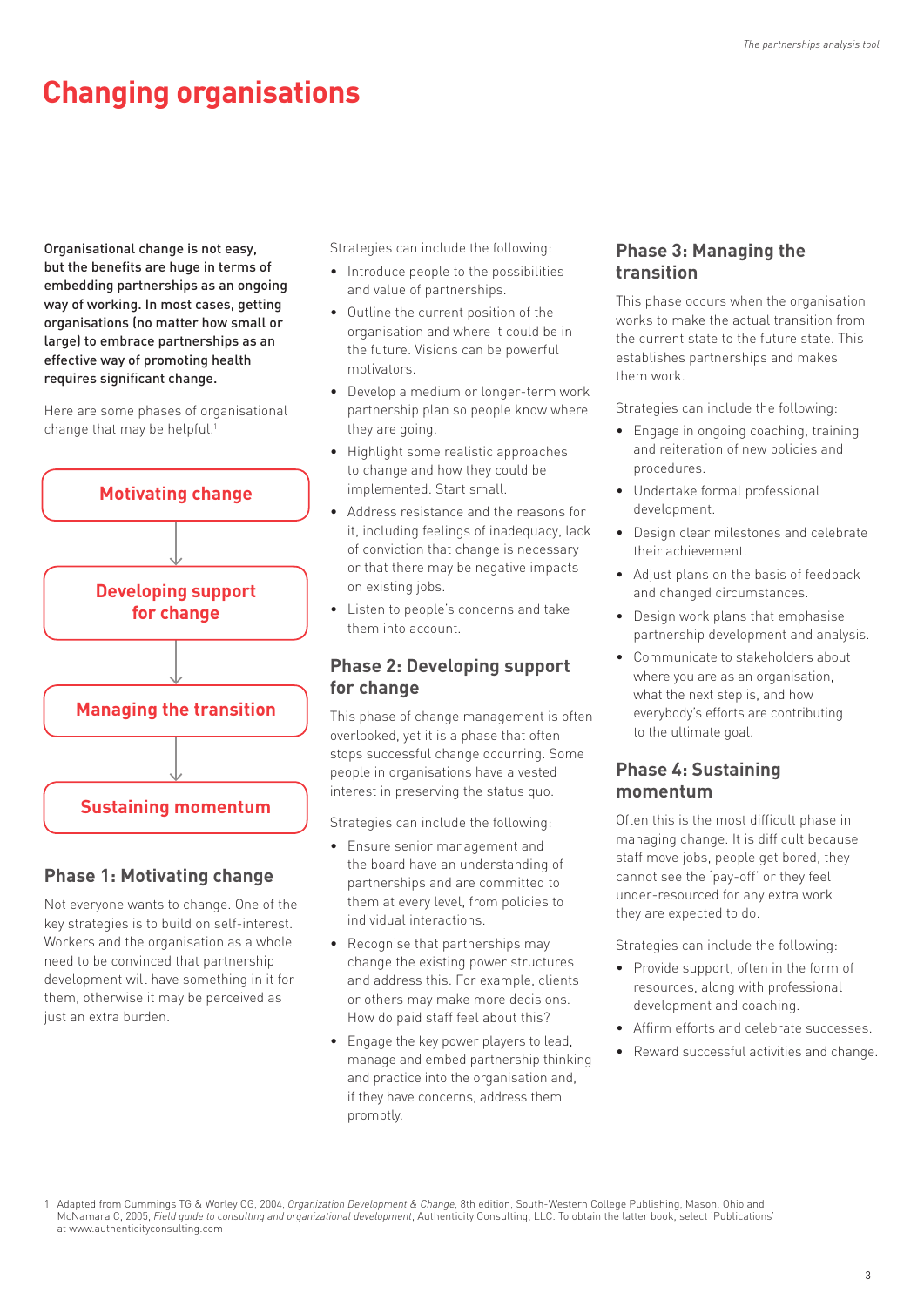# Changing organisations

**Organisational change is not easy, but the benefits are huge in terms of embedding partnerships as an ongoing way of working. In most cases, getting organisations (no matter how small or large) to embrace partnerships as an effective way of promoting health requires significant change.**

Here are some phases of organisational change that may be helpful.[1]

Motivating change → Developing support for change → Managing the transition → Sustaining momentum

## Phase 1: Motivating change

Not everyone wants to change. One of the key strategies is to build on self-interest. Workers and the organisation as a whole need to be convinced that partnership development will have something in it for them, otherwise it may be perceived as just an extra burden.

Strategies can include the following:

- Introduce people to the possibilities and value of partnerships.
- Outline the current position of the organisation and where it could be in the future. Visions can be powerful motivators.
- Develop a medium or longer-term work partnership plan so people know where they are going.
- Highlight some realistic approaches to change and how they could be implemented. Start small.
- Address resistance and the reasons for it, including feelings of inadequacy, lack of conviction that change is necessary or that there may be negative impacts on existing jobs.
- Listen to people's concerns and take them into account.

## Phase 2: Developing support for change

This phase of change management is often overlooked, yet it is a phase that often stops successful change occurring. Some people in organisations have a vested interest in preserving the status quo.

Strategies can include the following:

- Ensure senior management and the board have an understanding of partnerships and are committed to them at every level, from policies to individual interactions.
- Recognise that partnerships may change the existing power structures and address this. For example, clients or others may make more decisions. How do paid staff feel about this?
- Engage the key power players to lead, manage and embed partnership thinking and practice into the organisation and, if they have concerns, address them promptly.

## Phase 3: Managing the transition

This phase occurs when the organisation works to make the actual transition from the current state to the future state. This establishes partnerships and makes them work.

Strategies can include the following:

- Engage in ongoing coaching, training and reiteration of new policies and procedures.
- Undertake formal professional development.
- Design clear milestones and celebrate their achievement.
- Adjust plans on the basis of feedback and changed circumstances.
- Design work plans that emphasise partnership development and analysis.
- Communicate to stakeholders about where you are as an organisation, what the next step is, and how everybody's efforts are contributing to the ultimate goal.

## Phase 4: Sustaining momentum

Often this is the most difficult phase in managing change. It is difficult because staff move jobs, people get bored, they cannot see the 'pay-off' or they feel under-resourced for any extra work they are expected to do.

Strategies can include the following:

- Provide support, often in the form of resources, along with professional development and coaching.
- Affirm efforts and celebrate successes.
- Reward successful activities and change.

---

1 Adapted from Cummings TG & Worley CG, 2004, *Organization Development & Change*, 8th edition, South-Western College Publishing, Mason, Ohio and McNamara C, 2005, *Field guide to consulting and organizational development*, Authenticity Consulting, LLC. To obtain the latter book, select 'Publications' at www.authenticityconsulting.com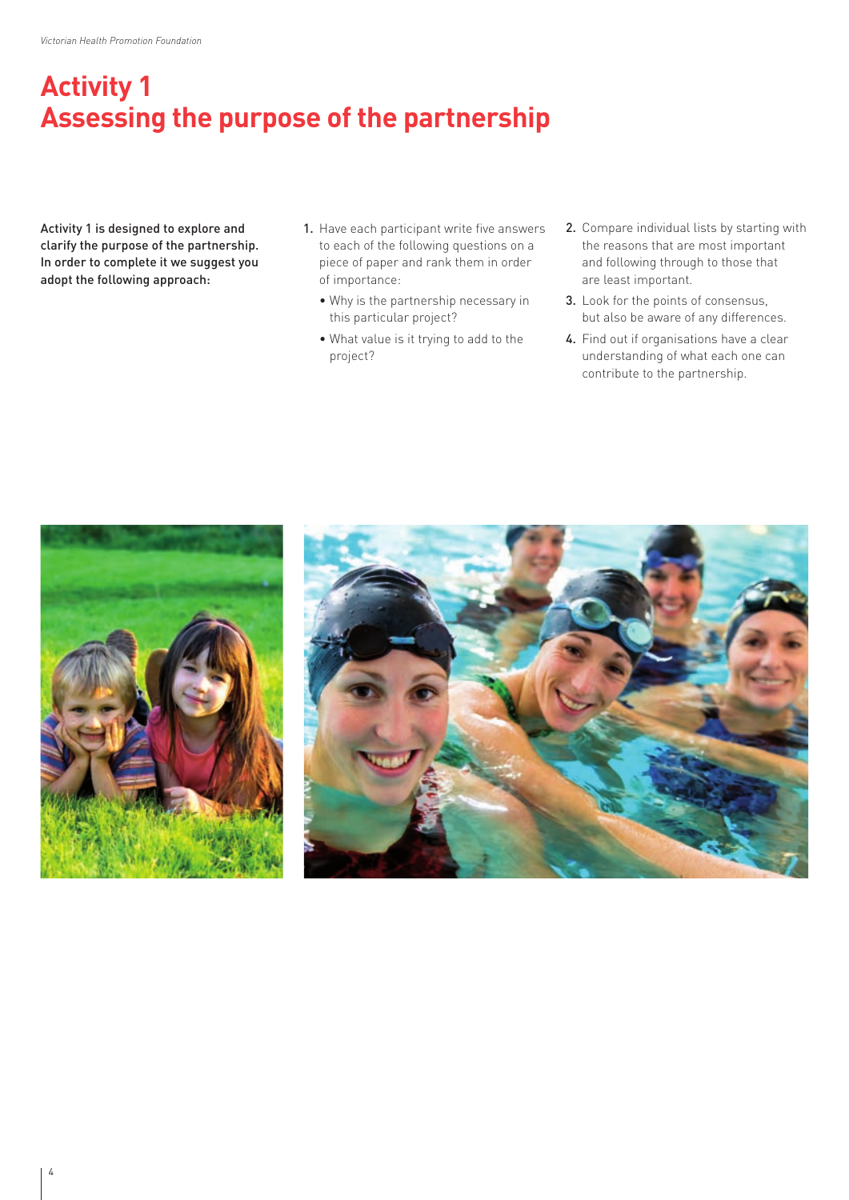# Activity 1
# Assessing the purpose of the partnership

**Activity 1 is designed to explore and clarify the purpose of the partnership. In order to complete it we suggest you adopt the following approach:**

1. Have each participant write five answers to each of the following questions on a piece of paper and rank them in order of importance:
   - Why is the partnership necessary in this particular project?
   - What value is it trying to add to the project?
2. Compare individual lists by starting with the reasons that are most important and following through to those that are least important.
3. Look for the points of consensus, but also be aware of any differences.
4. Find out if organisations have a clear understanding of what each one can contribute to the partnership.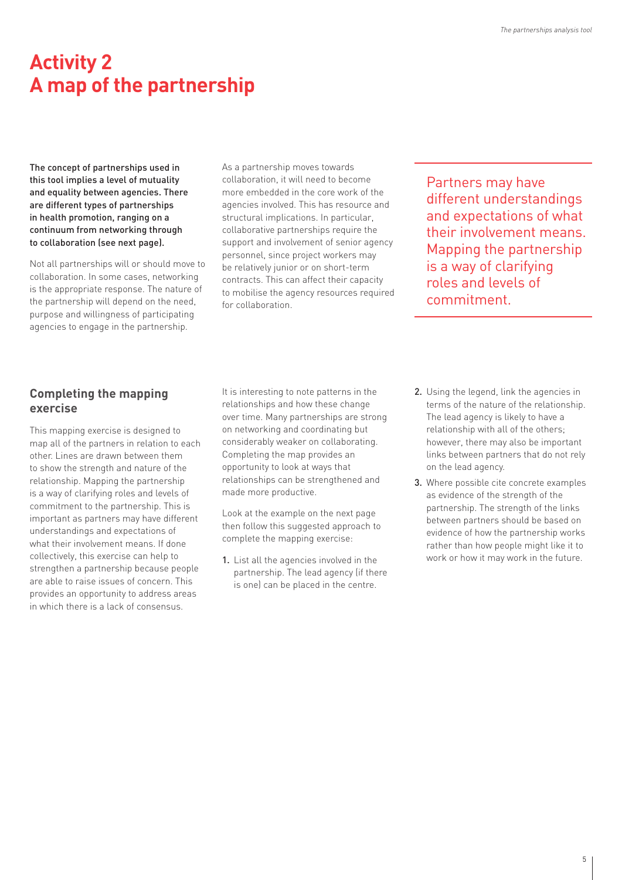# Activity 2
# A map of the partnership

**The concept of partnerships used in this tool implies a level of mutuality and equality between agencies. There are different types of partnerships in health promotion, ranging on a continuum from networking through to collaboration (see next page).**

Not all partnerships will or should move to collaboration. In some cases, networking is the appropriate response. The nature of the partnership will depend on the need, purpose and willingness of participating agencies to engage in the partnership.

As a partnership moves towards collaboration, it will need to become more embedded in the core work of the agencies involved. This has resource and structural implications. In particular, collaborative partnerships require the support and involvement of senior agency personnel, since project workers may be relatively junior or on short-term contracts. This can affect their capacity to mobilise the agency resources required for collaboration.

> Partners may have different understandings and expectations of what their involvement means. Mapping the partnership is a way of clarifying roles and levels of commitment.

## Completing the mapping exercise

This mapping exercise is designed to map all of the partners in relation to each other. Lines are drawn between them to show the strength and nature of the relationship. Mapping the partnership is a way of clarifying roles and levels of commitment to the partnership. This is important as partners may have different understandings and expectations of what their involvement means. If done collectively, this exercise can help to strengthen a partnership because people are able to raise issues of concern. This provides an opportunity to address areas in which there is a lack of consensus.

It is interesting to note patterns in the relationships and how these change over time. Many partnerships are strong on networking and coordinating but considerably weaker on collaborating. Completing the map provides an opportunity to look at ways that relationships can be strengthened and made more productive.

Look at the example on the next page then follow this suggested approach to complete the mapping exercise:

1. List all the agencies involved in the partnership. The lead agency (if there is one) can be placed in the centre.
2. Using the legend, link the agencies in terms of the nature of the relationship. The lead agency is likely to have a relationship with all of the others; however, there may also be important links between partners that do not rely on the lead agency.
3. Where possible cite concrete examples as evidence of the strength of the partnership. The strength of the links between partners should be based on evidence of how the partnership works rather than how people might like it to work or how it may work in the future.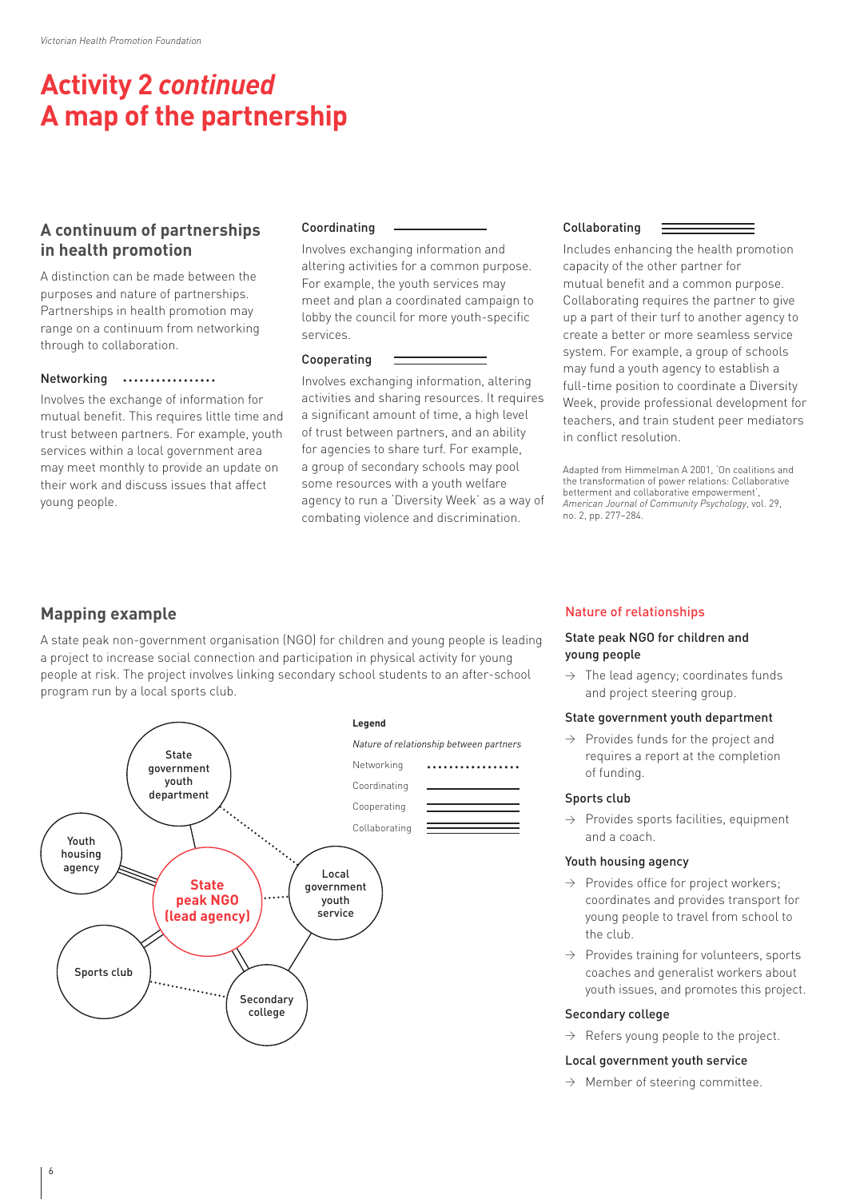# Activity 2 *continued*
# A map of the partnership

## A continuum of partnerships in health promotion

A distinction can be made between the purposes and nature of partnerships. Partnerships in health promotion may range on a continuum from networking through to collaboration.

### Networking

Involves the exchange of information for mutual benefit. This requires little time and trust between partners. For example, youth services within a local government area may meet monthly to provide an update on their work and discuss issues that affect young people.

### Coordinating

Involves exchanging information and altering activities for a common purpose. For example, the youth services may meet and plan a coordinated campaign to lobby the council for more youth-specific services.

### Cooperating

Involves exchanging information, altering activities and sharing resources. It requires a significant amount of time, a high level of trust between partners, and an ability for agencies to share turf. For example, a group of secondary schools may pool some resources with a youth welfare agency to run a 'Diversity Week' as a way of combating violence and discrimination.

### Collaborating

Includes enhancing the health promotion capacity of the other partner for mutual benefit and a common purpose. Collaborating requires the partner to give up a part of their turf to another agency to create a better or more seamless service system. For example, a group of schools may fund a youth agency to establish a full-time position to coordinate a Diversity Week, provide professional development for teachers, and train student peer mediators in conflict resolution.

Adapted from Himmelman A 2001, 'On coalitions and the transformation of power relations: Collaborative betterment and collaborative empowerment', *American Journal of Community Psychology*, vol. 29, no. 2, pp. 277–284.

## Mapping example

A state peak non-government organisation (NGO) for children and young people is leading a project to increase social connection and participation in physical activity for young people at risk. The project involves linking secondary school students to an after-school program run by a local sports club.

**Legend**

*Nature of relationship between partners*

- Networking (dotted line)
- Coordinating (single line)
- Cooperating (double line)
- Collaborating (triple line)

State government youth department · Youth housing agency · State peak NGO (lead agency) · Local government youth service · Sports club · Secondary college

### Nature of relationships

**State peak NGO for children and young people**

→ The lead agency; coordinates funds and project steering group.

**State government youth department**

→ Provides funds for the project and requires a report at the completion of funding.

**Sports club**

→ Provides sports facilities, equipment and a coach.

**Youth housing agency**

→ Provides office for project workers; coordinates and provides transport for young people to travel from school to the club.

→ Provides training for volunteers, sports coaches and generalist workers about youth issues, and promotes this project.

**Secondary college**

→ Refers young people to the project.

**Local government youth service**

→ Member of steering committee.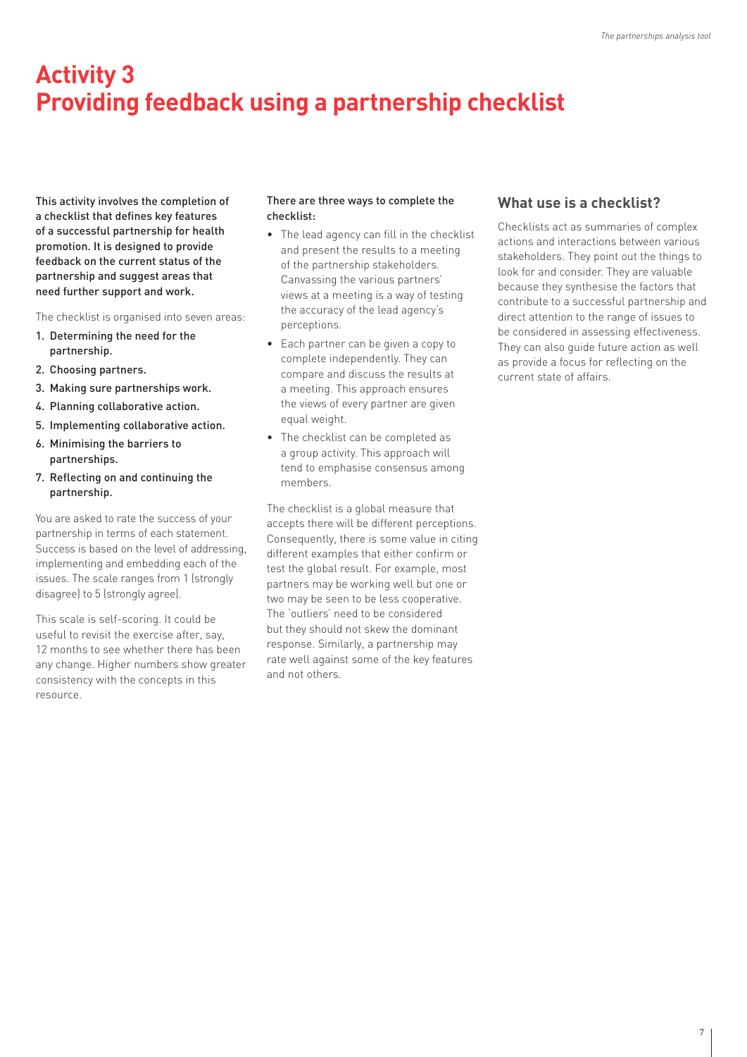# Activity 3
# Providing feedback using a partnership checklist

**This activity involves the completion of a checklist that defines key features of a successful partnership for health promotion. It is designed to provide feedback on the current status of the partnership and suggest areas that need further support and work.**

The checklist is organised into seven areas:

1. **Determining the need for the partnership.**
2. **Choosing partners.**
3. **Making sure partnerships work.**
4. **Planning collaborative action.**
5. **Implementing collaborative action.**
6. **Minimising the barriers to partnerships.**
7. **Reflecting on and continuing the partnership.**

You are asked to rate the success of your partnership in terms of each statement. Success is based on the level of addressing, implementing and embedding each of the issues. The scale ranges from 1 (strongly disagree) to 5 (strongly agree).

This scale is self-scoring. It could be useful to revisit the exercise after, say, 12 months to see whether there has been any change. Higher numbers show greater consistency with the concepts in this resource.

**There are three ways to complete the checklist:**

- The lead agency can fill in the checklist and present the results to a meeting of the partnership stakeholders. Canvassing the various partners' views at a meeting is a way of testing the accuracy of the lead agency's perceptions.
- Each partner can be given a copy to complete independently. They can compare and discuss the results at a meeting. This approach ensures the views of every partner are given equal weight.
- The checklist can be completed as a group activity. This approach will tend to emphasise consensus among members.

The checklist is a global measure that accepts there will be different perceptions. Consequently, there is some value in citing different examples that either confirm or test the global result. For example, most partners may be working well but one or two may be seen to be less cooperative. The 'outliers' need to be considered but they should not skew the dominant response. Similarly, a partnership may rate well against some of the key features and not others.

## What use is a checklist?

Checklists act as summaries of complex actions and interactions between various stakeholders. They point out the things to look for and consider. They are valuable because they synthesise the factors that contribute to a successful partnership and direct attention to the range of issues to be considered in assessing effectiveness. They can also guide future action as well as provide a focus for reflecting on the current state of affairs.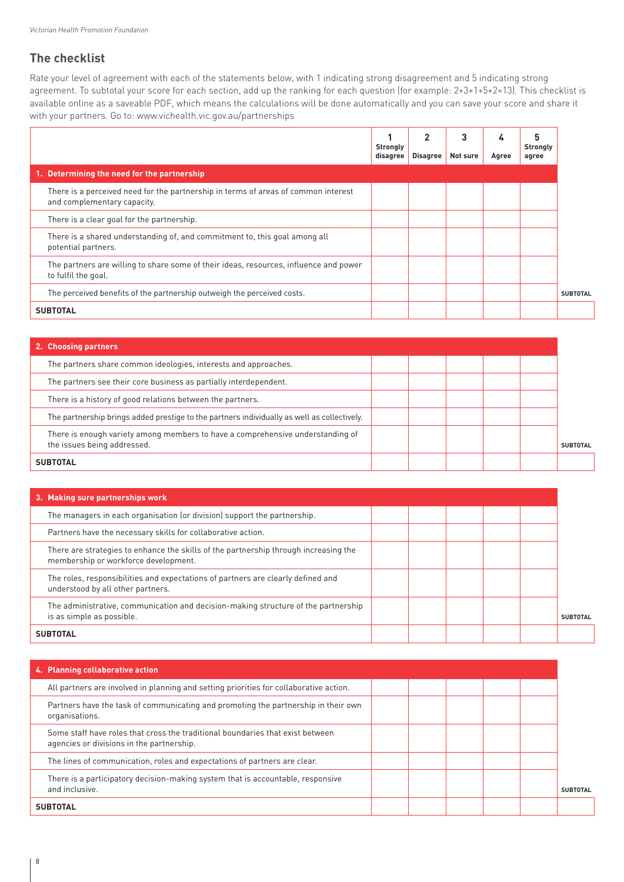## The checklist

Rate your level of agreement with each of the statements below, with 1 indicating strong disagreement and 5 indicating strong agreement. To subtotal your score for each section, add up the ranking for each question (for example: 2+3+1+5+2=13). This checklist is available online as a saveable PDF, which means the calculations will be done automatically and you can save your score and share it with your partners. Go to: www.vichealth.vic.gov.au/partnerships

| | 1 Strongly disagree | 2 Disagree | 3 Not sure | 4 Agree | 5 Strongly agree | |
|---|---|---|---|---|---|---|
| **1. Determining the need for the partnership** | | | | | | |
| There is a perceived need for the partnership in terms of areas of common interest and complementary capacity. | | | | | | |
| There is a clear goal for the partnership. | | | | | | |
| There is a shared understanding of, and commitment to, this goal among all potential partners. | | | | | | |
| The partners are willing to share some of their ideas, resources, influence and power to fulfil the goal. | | | | | | |
| The perceived benefits of the partnership outweigh the perceived costs. | | | | | | SUBTOTAL |
| **SUBTOTAL** | | | | | | |

| | 1 Strongly disagree | 2 Disagree | 3 Not sure | 4 Agree | 5 Strongly agree | |
|---|---|---|---|---|---|---|
| **2. Choosing partners** | | | | | | |
| The partners share common ideologies, interests and approaches. | | | | | | |
| The partners see their core business as partially interdependent. | | | | | | |
| There is a history of good relations between the partners. | | | | | | |
| The partnership brings added prestige to the partners individually as well as collectively. | | | | | | |
| There is enough variety among members to have a comprehensive understanding of the issues being addressed. | | | | | | SUBTOTAL |
| **SUBTOTAL** | | | | | | |

| | 1 Strongly disagree | 2 Disagree | 3 Not sure | 4 Agree | 5 Strongly agree | |
|---|---|---|---|---|---|---|
| **3. Making sure partnerships work** | | | | | | |
| The managers in each organisation (or division) support the partnership. | | | | | | |
| Partners have the necessary skills for collaborative action. | | | | | | |
| There are strategies to enhance the skills of the partnership through increasing the membership or workforce development. | | | | | | |
| The roles, responsibilities and expectations of partners are clearly defined and understood by all other partners. | | | | | | |
| The administrative, communication and decision-making structure of the partnership is as simple as possible. | | | | | | SUBTOTAL |
| **SUBTOTAL** | | | | | | |

| | 1 Strongly disagree | 2 Disagree | 3 Not sure | 4 Agree | 5 Strongly agree | |
|---|---|---|---|---|---|---|
| **4. Planning collaborative action** | | | | | | |
| All partners are involved in planning and setting priorities for collaborative action. | | | | | | |
| Partners have the task of communicating and promoting the partnership in their own organisations. | | | | | | |
| Some staff have roles that cross the traditional boundaries that exist between agencies or divisions in the partnership. | | | | | | |
| The lines of communication, roles and expectations of partners are clear. | | | | | | |
| There is a participatory decision-making system that is accountable, responsive and inclusive. | | | | | | SUBTOTAL |
| **SUBTOTAL** | | | | | | |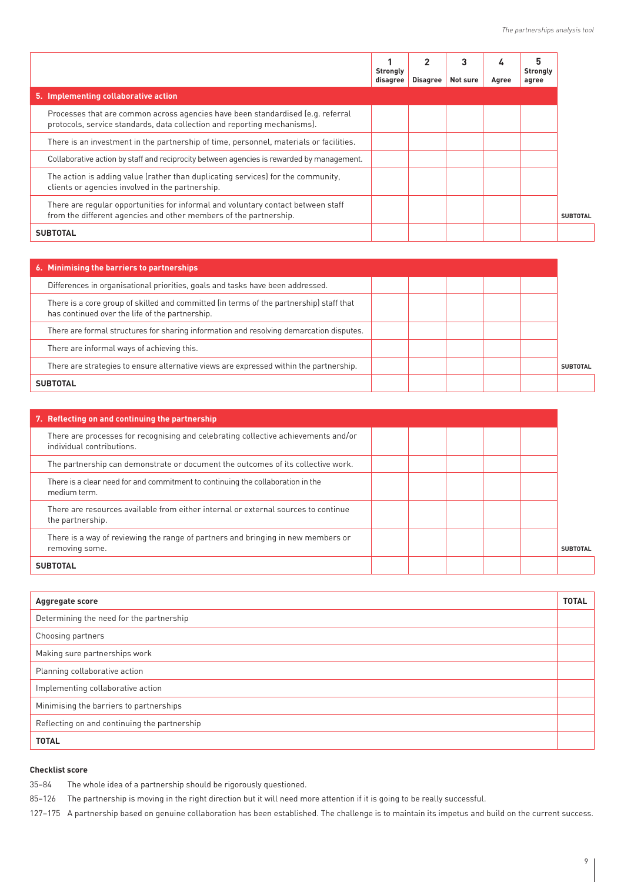| | 1 Strongly disagree | 2 Disagree | 3 Not sure | 4 Agree | 5 Strongly agree | |
|---|---|---|---|---|---|---|
| **5. Implementing collaborative action** | | | | | | |
| Processes that are common across agencies have been standardised (e.g. referral protocols, service standards, data collection and reporting mechanisms). | | | | | | |
| There is an investment in the partnership of time, personnel, materials or facilities. | | | | | | |
| Collaborative action by staff and reciprocity between agencies is rewarded by management. | | | | | | |
| The action is adding value (rather than duplicating services) for the community, clients or agencies involved in the partnership. | | | | | | |
| There are regular opportunities for informal and voluntary contact between staff from the different agencies and other members of the partnership. | | | | | | SUBTOTAL |
| **SUBTOTAL** | | | | | | |

| | | | | | | |
|---|---|---|---|---|---|---|
| **6. Minimising the barriers to partnerships** | | | | | | |
| Differences in organisational priorities, goals and tasks have been addressed. | | | | | | |
| There is a core group of skilled and committed (in terms of the partnership) staff that has continued over the life of the partnership. | | | | | | |
| There are formal structures for sharing information and resolving demarcation disputes. | | | | | | |
| There are informal ways of achieving this. | | | | | | |
| There are strategies to ensure alternative views are expressed within the partnership. | | | | | | SUBTOTAL |
| **SUBTOTAL** | | | | | | |

| | | | | | | |
|---|---|---|---|---|---|---|
| **7. Reflecting on and continuing the partnership** | | | | | | |
| There are processes for recognising and celebrating collective achievements and/or individual contributions. | | | | | | |
| The partnership can demonstrate or document the outcomes of its collective work. | | | | | | |
| There is a clear need for and commitment to continuing the collaboration in the medium term. | | | | | | |
| There are resources available from either internal or external sources to continue the partnership. | | | | | | |
| There is a way of reviewing the range of partners and bringing in new members or removing some. | | | | | | SUBTOTAL |
| **SUBTOTAL** | | | | | | |

| **Aggregate score** | **TOTAL** |
|---|---|
| Determining the need for the partnership | |
| Choosing partners | |
| Making sure partnerships work | |
| Planning collaborative action | |
| Implementing collaborative action | |
| Minimising the barriers to partnerships | |
| Reflecting on and continuing the partnership | |
| **TOTAL** | |

**Checklist score**

35–84 The whole idea of a partnership should be rigorously questioned.

85–126 The partnership is moving in the right direction but it will need more attention if it is going to be really successful.

127–175 A partnership based on genuine collaboration has been established. The challenge is to maintain its impetus and build on the current success.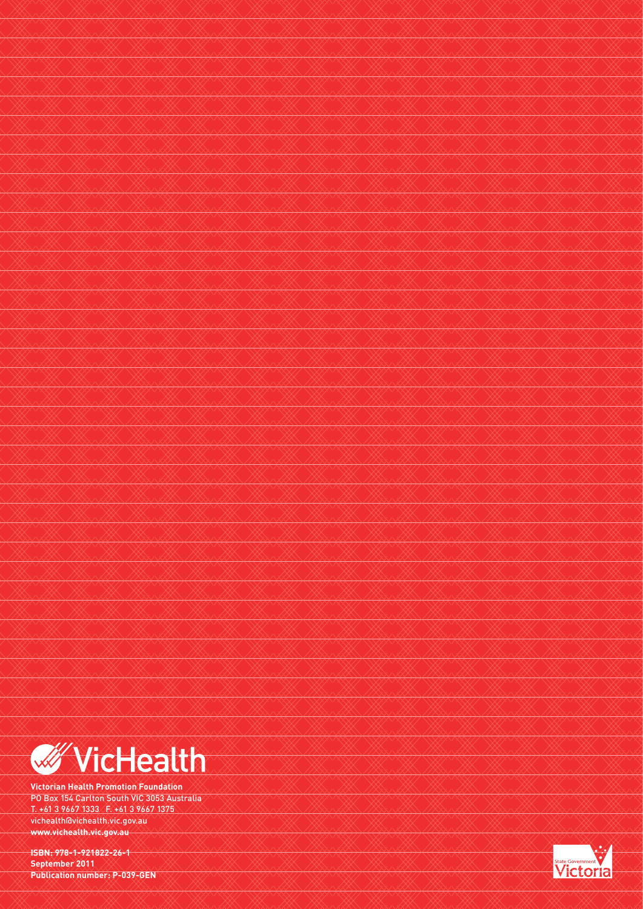VicHealth

**Victorian Health Promotion Foundation**
PO Box 154 Carlton South VIC 3053 Australia
T. +61 3 9667 1333 F. +61 3 9667 1375
vichealth@vichealth.vic.gov.au
**www.vichealth.vic.gov.au**

**ISBN: 978-1-921822-26-1**
**September 2011**
**Publication number: P-039-GEN**

State Government Victoria